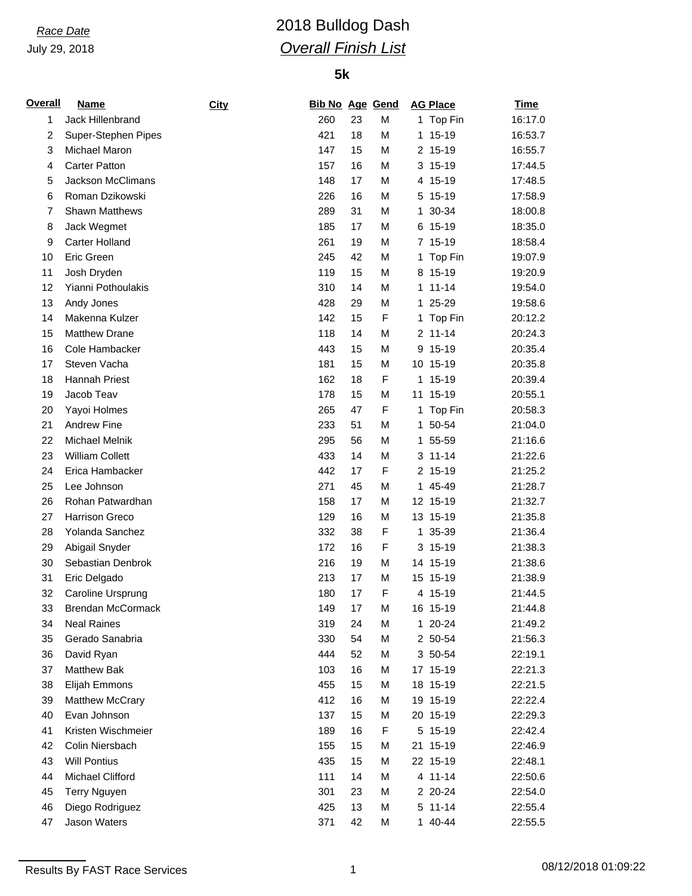*Race Date*

July 29, 2018

# 2018 Bulldog Dash

## *Overall Finish List*

### 5k

| Overall | Name | City | Bib No | Age | Gend | AG Place | Time |
|---|---|---|---|---|---|---|---|
| 1 | Jack Hillenbrand | | 260 | 23 | M | 1 Top Fin | 16:17.0 |
| 2 | Super-Stephen Pipes | | 421 | 18 | M | 1 15-19 | 16:53.7 |
| 3 | Michael Maron | | 147 | 15 | M | 2 15-19 | 16:55.7 |
| 4 | Carter Patton | | 157 | 16 | M | 3 15-19 | 17:44.5 |
| 5 | Jackson McClimans | | 148 | 17 | M | 4 15-19 | 17:48.5 |
| 6 | Roman Dzikowski | | 226 | 16 | M | 5 15-19 | 17:58.9 |
| 7 | Shawn Matthews | | 289 | 31 | M | 1 30-34 | 18:00.8 |
| 8 | Jack Wegmet | | 185 | 17 | M | 6 15-19 | 18:35.0 |
| 9 | Carter Holland | | 261 | 19 | M | 7 15-19 | 18:58.4 |
| 10 | Eric Green | | 245 | 42 | M | 1 Top Fin | 19:07.9 |
| 11 | Josh Dryden | | 119 | 15 | M | 8 15-19 | 19:20.9 |
| 12 | Yianni Pothoulakis | | 310 | 14 | M | 1 11-14 | 19:54.0 |
| 13 | Andy Jones | | 428 | 29 | M | 1 25-29 | 19:58.6 |
| 14 | Makenna Kulzer | | 142 | 15 | F | 1 Top Fin | 20:12.2 |
| 15 | Matthew Drane | | 118 | 14 | M | 2 11-14 | 20:24.3 |
| 16 | Cole Hambacker | | 443 | 15 | M | 9 15-19 | 20:35.4 |
| 17 | Steven Vacha | | 181 | 15 | M | 10 15-19 | 20:35.8 |
| 18 | Hannah Priest | | 162 | 18 | F | 1 15-19 | 20:39.4 |
| 19 | Jacob Teav | | 178 | 15 | M | 11 15-19 | 20:55.1 |
| 20 | Yayoi Holmes | | 265 | 47 | F | 1 Top Fin | 20:58.3 |
| 21 | Andrew Fine | | 233 | 51 | M | 1 50-54 | 21:04.0 |
| 22 | Michael Melnik | | 295 | 56 | M | 1 55-59 | 21:16.6 |
| 23 | William Collett | | 433 | 14 | M | 3 11-14 | 21:22.6 |
| 24 | Erica Hambacker | | 442 | 17 | F | 2 15-19 | 21:25.2 |
| 25 | Lee Johnson | | 271 | 45 | M | 1 45-49 | 21:28.7 |
| 26 | Rohan Patwardhan | | 158 | 17 | M | 12 15-19 | 21:32.7 |
| 27 | Harrison Greco | | 129 | 16 | M | 13 15-19 | 21:35.8 |
| 28 | Yolanda Sanchez | | 332 | 38 | F | 1 35-39 | 21:36.4 |
| 29 | Abigail Snyder | | 172 | 16 | F | 3 15-19 | 21:38.3 |
| 30 | Sebastian Denbrok | | 216 | 19 | M | 14 15-19 | 21:38.6 |
| 31 | Eric Delgado | | 213 | 17 | M | 15 15-19 | 21:38.9 |
| 32 | Caroline Ursprung | | 180 | 17 | F | 4 15-19 | 21:44.5 |
| 33 | Brendan McCormack | | 149 | 17 | M | 16 15-19 | 21:44.8 |
| 34 | Neal Raines | | 319 | 24 | M | 1 20-24 | 21:49.2 |
| 35 | Gerado Sanabria | | 330 | 54 | M | 2 50-54 | 21:56.3 |
| 36 | David Ryan | | 444 | 52 | M | 3 50-54 | 22:19.1 |
| 37 | Matthew Bak | | 103 | 16 | M | 17 15-19 | 22:21.3 |
| 38 | Elijah Emmons | | 455 | 15 | M | 18 15-19 | 22:21.5 |
| 39 | Matthew McCrary | | 412 | 16 | M | 19 15-19 | 22:22.4 |
| 40 | Evan Johnson | | 137 | 15 | M | 20 15-19 | 22:29.3 |
| 41 | Kristen Wischmeier | | 189 | 16 | F | 5 15-19 | 22:42.4 |
| 42 | Colin Niersbach | | 155 | 15 | M | 21 15-19 | 22:46.9 |
| 43 | Will Pontius | | 435 | 15 | M | 22 15-19 | 22:48.1 |
| 44 | Michael Clifford | | 111 | 14 | M | 4 11-14 | 22:50.6 |
| 45 | Terry Nguyen | | 301 | 23 | M | 2 20-24 | 22:54.0 |
| 46 | Diego Rodriguez | | 425 | 13 | M | 5 11-14 | 22:55.4 |
| 47 | Jason Waters | | 371 | 42 | M | 1 40-44 | 22:55.5 |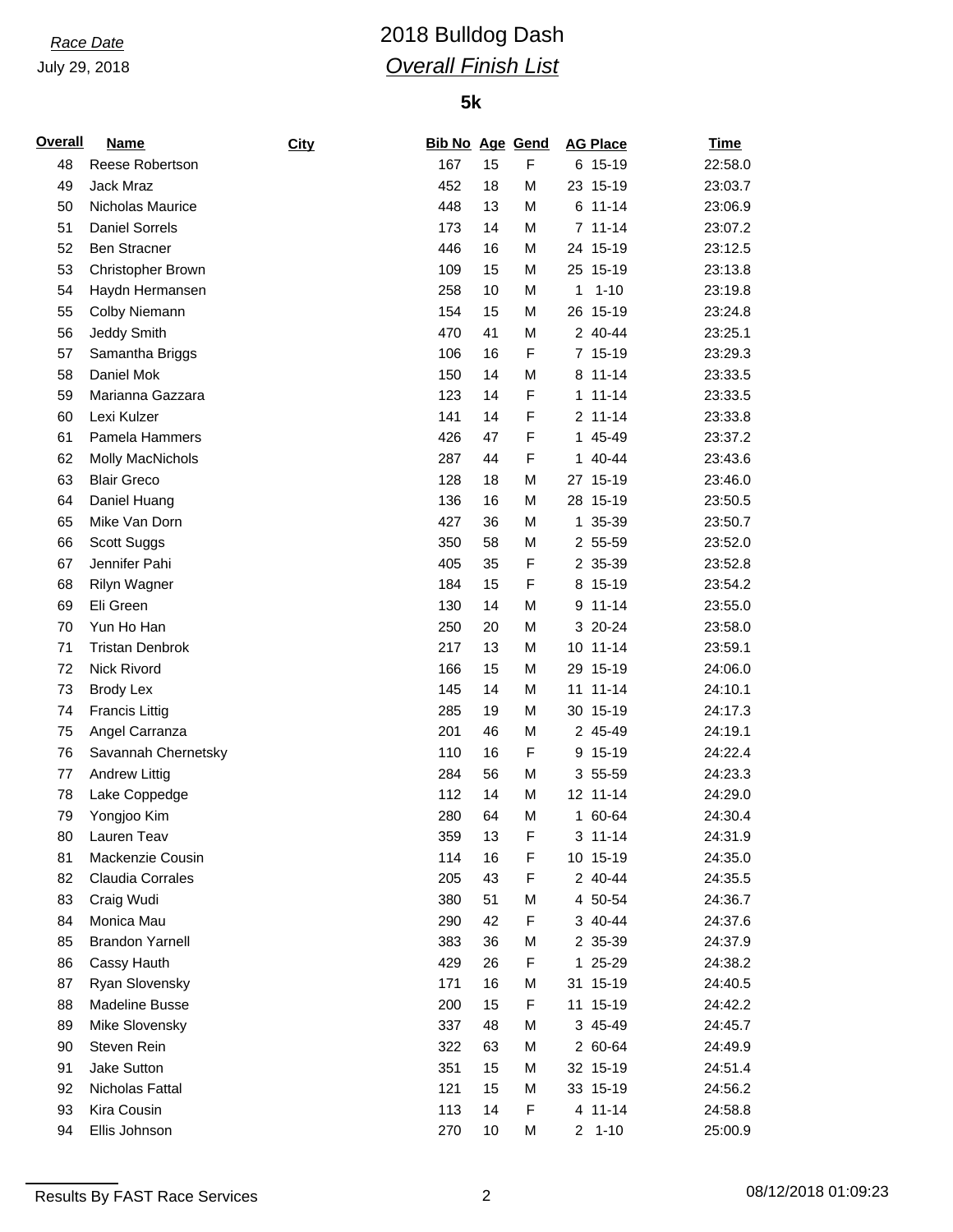Race Date

July 29, 2018

# 2018 Bulldog Dash

## Overall Finish List

### 5k

| Overall | Name | City | Bib No | Age | Gend | AG Place | Time |
|---|---|---|---|---|---|---|---|
| 48 | Reese Robertson | | 167 | 15 | F | 6 15-19 | 22:58.0 |
| 49 | Jack Mraz | | 452 | 18 | M | 23 15-19 | 23:03.7 |
| 50 | Nicholas Maurice | | 448 | 13 | M | 6 11-14 | 23:06.9 |
| 51 | Daniel Sorrels | | 173 | 14 | M | 7 11-14 | 23:07.2 |
| 52 | Ben Stracner | | 446 | 16 | M | 24 15-19 | 23:12.5 |
| 53 | Christopher Brown | | 109 | 15 | M | 25 15-19 | 23:13.8 |
| 54 | Haydn Hermansen | | 258 | 10 | M | 1 1-10 | 23:19.8 |
| 55 | Colby Niemann | | 154 | 15 | M | 26 15-19 | 23:24.8 |
| 56 | Jeddy Smith | | 470 | 41 | M | 2 40-44 | 23:25.1 |
| 57 | Samantha Briggs | | 106 | 16 | F | 7 15-19 | 23:29.3 |
| 58 | Daniel Mok | | 150 | 14 | M | 8 11-14 | 23:33.5 |
| 59 | Marianna Gazzara | | 123 | 14 | F | 1 11-14 | 23:33.5 |
| 60 | Lexi Kulzer | | 141 | 14 | F | 2 11-14 | 23:33.8 |
| 61 | Pamela Hammers | | 426 | 47 | F | 1 45-49 | 23:37.2 |
| 62 | Molly MacNichols | | 287 | 44 | F | 1 40-44 | 23:43.6 |
| 63 | Blair Greco | | 128 | 18 | M | 27 15-19 | 23:46.0 |
| 64 | Daniel Huang | | 136 | 16 | M | 28 15-19 | 23:50.5 |
| 65 | Mike Van Dorn | | 427 | 36 | M | 1 35-39 | 23:50.7 |
| 66 | Scott Suggs | | 350 | 58 | M | 2 55-59 | 23:52.0 |
| 67 | Jennifer Pahi | | 405 | 35 | F | 2 35-39 | 23:52.8 |
| 68 | Rilyn Wagner | | 184 | 15 | F | 8 15-19 | 23:54.2 |
| 69 | Eli Green | | 130 | 14 | M | 9 11-14 | 23:55.0 |
| 70 | Yun Ho Han | | 250 | 20 | M | 3 20-24 | 23:58.0 |
| 71 | Tristan Denbrok | | 217 | 13 | M | 10 11-14 | 23:59.1 |
| 72 | Nick Rivord | | 166 | 15 | M | 29 15-19 | 24:06.0 |
| 73 | Brody Lex | | 145 | 14 | M | 11 11-14 | 24:10.1 |
| 74 | Francis Littig | | 285 | 19 | M | 30 15-19 | 24:17.3 |
| 75 | Angel Carranza | | 201 | 46 | M | 2 45-49 | 24:19.1 |
| 76 | Savannah Chernetsky | | 110 | 16 | F | 9 15-19 | 24:22.4 |
| 77 | Andrew Littig | | 284 | 56 | M | 3 55-59 | 24:23.3 |
| 78 | Lake Coppedge | | 112 | 14 | M | 12 11-14 | 24:29.0 |
| 79 | Yongjoo Kim | | 280 | 64 | M | 1 60-64 | 24:30.4 |
| 80 | Lauren Teav | | 359 | 13 | F | 3 11-14 | 24:31.9 |
| 81 | Mackenzie Cousin | | 114 | 16 | F | 10 15-19 | 24:35.0 |
| 82 | Claudia Corrales | | 205 | 43 | F | 2 40-44 | 24:35.5 |
| 83 | Craig Wudi | | 380 | 51 | M | 4 50-54 | 24:36.7 |
| 84 | Monica Mau | | 290 | 42 | F | 3 40-44 | 24:37.6 |
| 85 | Brandon Yarnell | | 383 | 36 | M | 2 35-39 | 24:37.9 |
| 86 | Cassy Hauth | | 429 | 26 | F | 1 25-29 | 24:38.2 |
| 87 | Ryan Slovensky | | 171 | 16 | M | 31 15-19 | 24:40.5 |
| 88 | Madeline Busse | | 200 | 15 | F | 11 15-19 | 24:42.2 |
| 89 | Mike Slovensky | | 337 | 48 | M | 3 45-49 | 24:45.7 |
| 90 | Steven Rein | | 322 | 63 | M | 2 60-64 | 24:49.9 |
| 91 | Jake Sutton | | 351 | 15 | M | 32 15-19 | 24:51.4 |
| 92 | Nicholas Fattal | | 121 | 15 | M | 33 15-19 | 24:56.2 |
| 93 | Kira Cousin | | 113 | 14 | F | 4 11-14 | 24:58.8 |
| 94 | Ellis Johnson | | 270 | 10 | M | 2 1-10 | 25:00.9 |

Results By FAST Race Services

08/12/2018 01:09:23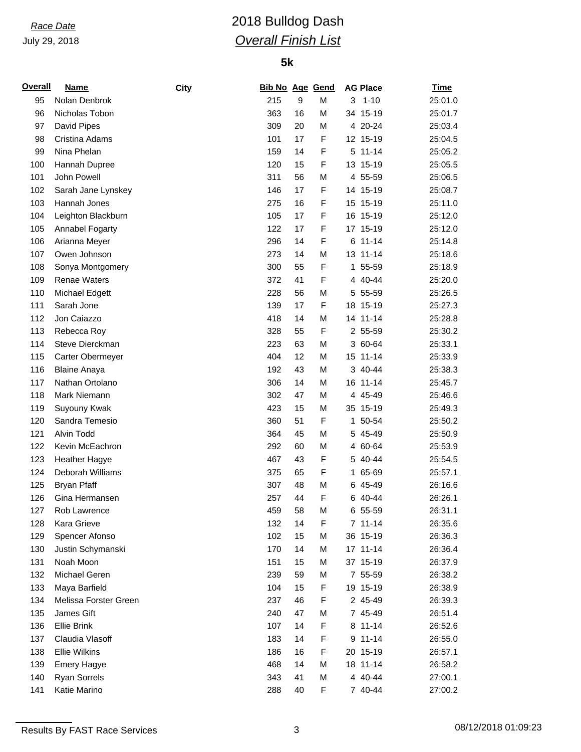*Race Date*

July 29, 2018

# 2018 Bulldog Dash

## *Overall Finish List*

### 5k

| Overall | Name | City | Bib No | Age | Gend | AG Place | | Time |
|---|---|---|---|---|---|---|---|---|
| 95 | Nolan Denbrok | | 215 | 9 | M | 3 | 1-10 | 25:01.0 |
| 96 | Nicholas Tobon | | 363 | 16 | M | 34 | 15-19 | 25:01.7 |
| 97 | David Pipes | | 309 | 20 | M | 4 | 20-24 | 25:03.4 |
| 98 | Cristina Adams | | 101 | 17 | F | 12 | 15-19 | 25:04.5 |
| 99 | Nina Phelan | | 159 | 14 | F | 5 | 11-14 | 25:05.2 |
| 100 | Hannah Dupree | | 120 | 15 | F | 13 | 15-19 | 25:05.5 |
| 101 | John Powell | | 311 | 56 | M | 4 | 55-59 | 25:06.5 |
| 102 | Sarah Jane Lynskey | | 146 | 17 | F | 14 | 15-19 | 25:08.7 |
| 103 | Hannah Jones | | 275 | 16 | F | 15 | 15-19 | 25:11.0 |
| 104 | Leighton Blackburn | | 105 | 17 | F | 16 | 15-19 | 25:12.0 |
| 105 | Annabel Fogarty | | 122 | 17 | F | 17 | 15-19 | 25:12.0 |
| 106 | Arianna Meyer | | 296 | 14 | F | 6 | 11-14 | 25:14.8 |
| 107 | Owen Johnson | | 273 | 14 | M | 13 | 11-14 | 25:18.6 |
| 108 | Sonya Montgomery | | 300 | 55 | F | 1 | 55-59 | 25:18.9 |
| 109 | Renae Waters | | 372 | 41 | F | 4 | 40-44 | 25:20.0 |
| 110 | Michael Edgett | | 228 | 56 | M | 5 | 55-59 | 25:26.5 |
| 111 | Sarah Jone | | 139 | 17 | F | 18 | 15-19 | 25:27.3 |
| 112 | Jon Caiazzo | | 418 | 14 | M | 14 | 11-14 | 25:28.8 |
| 113 | Rebecca Roy | | 328 | 55 | F | 2 | 55-59 | 25:30.2 |
| 114 | Steve Dierckman | | 223 | 63 | M | 3 | 60-64 | 25:33.1 |
| 115 | Carter Obermeyer | | 404 | 12 | M | 15 | 11-14 | 25:33.9 |
| 116 | Blaine Anaya | | 192 | 43 | M | 3 | 40-44 | 25:38.3 |
| 117 | Nathan Ortolano | | 306 | 14 | M | 16 | 11-14 | 25:45.7 |
| 118 | Mark Niemann | | 302 | 47 | M | 4 | 45-49 | 25:46.6 |
| 119 | Suyouny Kwak | | 423 | 15 | M | 35 | 15-19 | 25:49.3 |
| 120 | Sandra Temesio | | 360 | 51 | F | 1 | 50-54 | 25:50.2 |
| 121 | Alvin Todd | | 364 | 45 | M | 5 | 45-49 | 25:50.9 |
| 122 | Kevin McEachron | | 292 | 60 | M | 4 | 60-64 | 25:53.9 |
| 123 | Heather Hagye | | 467 | 43 | F | 5 | 40-44 | 25:54.5 |
| 124 | Deborah Williams | | 375 | 65 | F | 1 | 65-69 | 25:57.1 |
| 125 | Bryan Pfaff | | 307 | 48 | M | 6 | 45-49 | 26:16.6 |
| 126 | Gina Hermansen | | 257 | 44 | F | 6 | 40-44 | 26:26.1 |
| 127 | Rob Lawrence | | 459 | 58 | M | 6 | 55-59 | 26:31.1 |
| 128 | Kara Grieve | | 132 | 14 | F | 7 | 11-14 | 26:35.6 |
| 129 | Spencer Afonso | | 102 | 15 | M | 36 | 15-19 | 26:36.3 |
| 130 | Justin Schymanski | | 170 | 14 | M | 17 | 11-14 | 26:36.4 |
| 131 | Noah Moon | | 151 | 15 | M | 37 | 15-19 | 26:37.9 |
| 132 | Michael Geren | | 239 | 59 | M | 7 | 55-59 | 26:38.2 |
| 133 | Maya Barfield | | 104 | 15 | F | 19 | 15-19 | 26:38.9 |
| 134 | Melissa Forster Green | | 237 | 46 | F | 2 | 45-49 | 26:39.3 |
| 135 | James Gift | | 240 | 47 | M | 7 | 45-49 | 26:51.4 |
| 136 | Ellie Brink | | 107 | 14 | F | 8 | 11-14 | 26:52.6 |
| 137 | Claudia Vlasoff | | 183 | 14 | F | 9 | 11-14 | 26:55.0 |
| 138 | Ellie Wilkins | | 186 | 16 | F | 20 | 15-19 | 26:57.1 |
| 139 | Emery Hagye | | 468 | 14 | M | 18 | 11-14 | 26:58.2 |
| 140 | Ryan Sorrels | | 343 | 41 | M | 4 | 40-44 | 27:00.1 |
| 141 | Katie Marino | | 288 | 40 | F | 7 | 40-44 | 27:00.2 |

Results By FAST Race Services

08/12/2018 01:09:23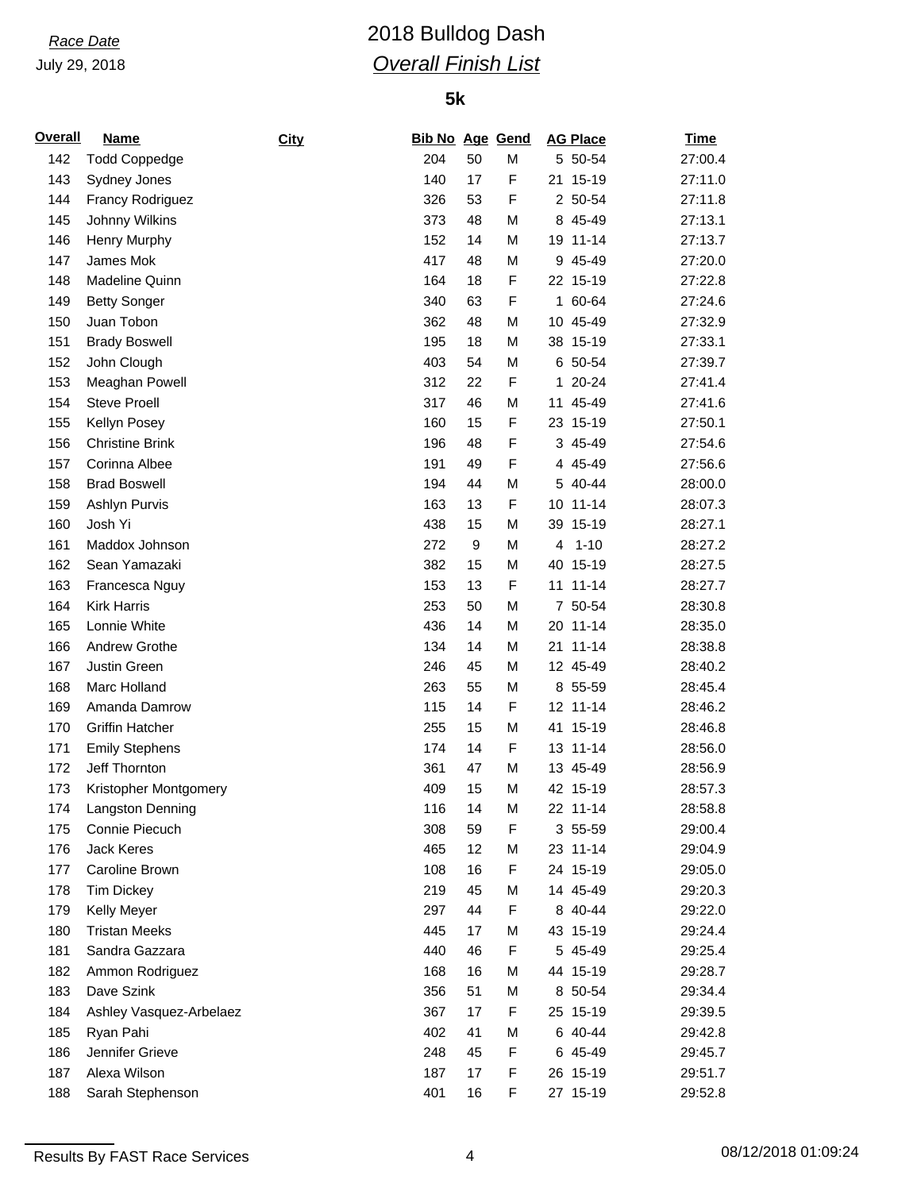*Race Date*

July 29, 2018

# 2018 Bulldog Dash

## *Overall Finish List*

### 5k

| Overall | Name | City | Bib No | Age | Gend | AG Place | | Time |
|---|---|---|---|---|---|---|---|---|
| 142 | Todd Coppedge | | 204 | 50 | M | 5 | 50-54 | 27:00.4 |
| 143 | Sydney Jones | | 140 | 17 | F | 21 | 15-19 | 27:11.0 |
| 144 | Francy Rodriguez | | 326 | 53 | F | 2 | 50-54 | 27:11.8 |
| 145 | Johnny Wilkins | | 373 | 48 | M | 8 | 45-49 | 27:13.1 |
| 146 | Henry Murphy | | 152 | 14 | M | 19 | 11-14 | 27:13.7 |
| 147 | James Mok | | 417 | 48 | M | 9 | 45-49 | 27:20.0 |
| 148 | Madeline Quinn | | 164 | 18 | F | 22 | 15-19 | 27:22.8 |
| 149 | Betty Songer | | 340 | 63 | F | 1 | 60-64 | 27:24.6 |
| 150 | Juan Tobon | | 362 | 48 | M | 10 | 45-49 | 27:32.9 |
| 151 | Brady Boswell | | 195 | 18 | M | 38 | 15-19 | 27:33.1 |
| 152 | John Clough | | 403 | 54 | M | 6 | 50-54 | 27:39.7 |
| 153 | Meaghan Powell | | 312 | 22 | F | 1 | 20-24 | 27:41.4 |
| 154 | Steve Proell | | 317 | 46 | M | 11 | 45-49 | 27:41.6 |
| 155 | Kellyn Posey | | 160 | 15 | F | 23 | 15-19 | 27:50.1 |
| 156 | Christine Brink | | 196 | 48 | F | 3 | 45-49 | 27:54.6 |
| 157 | Corinna Albee | | 191 | 49 | F | 4 | 45-49 | 27:56.6 |
| 158 | Brad Boswell | | 194 | 44 | M | 5 | 40-44 | 28:00.0 |
| 159 | Ashlyn Purvis | | 163 | 13 | F | 10 | 11-14 | 28:07.3 |
| 160 | Josh Yi | | 438 | 15 | M | 39 | 15-19 | 28:27.1 |
| 161 | Maddox Johnson | | 272 | 9 | M | 4 | 1-10 | 28:27.2 |
| 162 | Sean Yamazaki | | 382 | 15 | M | 40 | 15-19 | 28:27.5 |
| 163 | Francesca Nguy | | 153 | 13 | F | 11 | 11-14 | 28:27.7 |
| 164 | Kirk Harris | | 253 | 50 | M | 7 | 50-54 | 28:30.8 |
| 165 | Lonnie White | | 436 | 14 | M | 20 | 11-14 | 28:35.0 |
| 166 | Andrew Grothe | | 134 | 14 | M | 21 | 11-14 | 28:38.8 |
| 167 | Justin Green | | 246 | 45 | M | 12 | 45-49 | 28:40.2 |
| 168 | Marc Holland | | 263 | 55 | M | 8 | 55-59 | 28:45.4 |
| 169 | Amanda Damrow | | 115 | 14 | F | 12 | 11-14 | 28:46.2 |
| 170 | Griffin Hatcher | | 255 | 15 | M | 41 | 15-19 | 28:46.8 |
| 171 | Emily Stephens | | 174 | 14 | F | 13 | 11-14 | 28:56.0 |
| 172 | Jeff Thornton | | 361 | 47 | M | 13 | 45-49 | 28:56.9 |
| 173 | Kristopher Montgomery | | 409 | 15 | M | 42 | 15-19 | 28:57.3 |
| 174 | Langston Denning | | 116 | 14 | M | 22 | 11-14 | 28:58.8 |
| 175 | Connie Piecuch | | 308 | 59 | F | 3 | 55-59 | 29:00.4 |
| 176 | Jack Keres | | 465 | 12 | M | 23 | 11-14 | 29:04.9 |
| 177 | Caroline Brown | | 108 | 16 | F | 24 | 15-19 | 29:05.0 |
| 178 | Tim Dickey | | 219 | 45 | M | 14 | 45-49 | 29:20.3 |
| 179 | Kelly Meyer | | 297 | 44 | F | 8 | 40-44 | 29:22.0 |
| 180 | Tristan Meeks | | 445 | 17 | M | 43 | 15-19 | 29:24.4 |
| 181 | Sandra Gazzara | | 440 | 46 | F | 5 | 45-49 | 29:25.4 |
| 182 | Ammon Rodriguez | | 168 | 16 | M | 44 | 15-19 | 29:28.7 |
| 183 | Dave Szink | | 356 | 51 | M | 8 | 50-54 | 29:34.4 |
| 184 | Ashley Vasquez-Arbelaez | | 367 | 17 | F | 25 | 15-19 | 29:39.5 |
| 185 | Ryan Pahi | | 402 | 41 | M | 6 | 40-44 | 29:42.8 |
| 186 | Jennifer Grieve | | 248 | 45 | F | 6 | 45-49 | 29:45.7 |
| 187 | Alexa Wilson | | 187 | 17 | F | 26 | 15-19 | 29:51.7 |
| 188 | Sarah Stephenson | | 401 | 16 | F | 27 | 15-19 | 29:52.8 |

Results By FAST Race Services

08/12/2018 01:09:24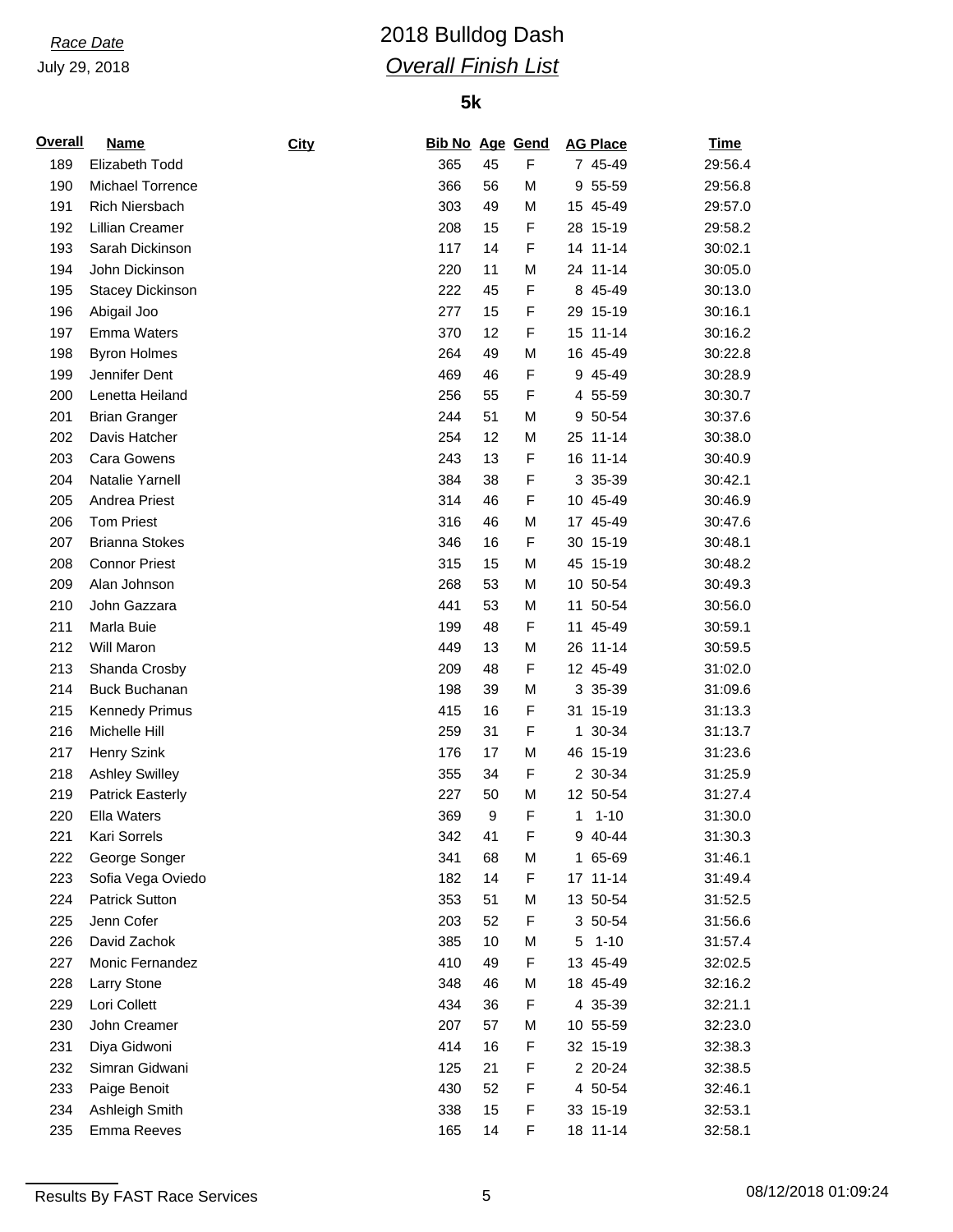*Race Date*

July 29, 2018

# 2018 Bulldog Dash

## *Overall Finish List*

### 5k

| Overall | Name | City | Bib No | Age | Gend | AG Place | | Time |
|---|---|---|---|---|---|---|---|---|
| 189 | Elizabeth Todd | | 365 | 45 | F | 7 | 45-49 | 29:56.4 |
| 190 | Michael Torrence | | 366 | 56 | M | 9 | 55-59 | 29:56.8 |
| 191 | Rich Niersbach | | 303 | 49 | M | 15 | 45-49 | 29:57.0 |
| 192 | Lillian Creamer | | 208 | 15 | F | 28 | 15-19 | 29:58.2 |
| 193 | Sarah Dickinson | | 117 | 14 | F | 14 | 11-14 | 30:02.1 |
| 194 | John Dickinson | | 220 | 11 | M | 24 | 11-14 | 30:05.0 |
| 195 | Stacey Dickinson | | 222 | 45 | F | 8 | 45-49 | 30:13.0 |
| 196 | Abigail Joo | | 277 | 15 | F | 29 | 15-19 | 30:16.1 |
| 197 | Emma Waters | | 370 | 12 | F | 15 | 11-14 | 30:16.2 |
| 198 | Byron Holmes | | 264 | 49 | M | 16 | 45-49 | 30:22.8 |
| 199 | Jennifer Dent | | 469 | 46 | F | 9 | 45-49 | 30:28.9 |
| 200 | Lenetta Heiland | | 256 | 55 | F | 4 | 55-59 | 30:30.7 |
| 201 | Brian Granger | | 244 | 51 | M | 9 | 50-54 | 30:37.6 |
| 202 | Davis Hatcher | | 254 | 12 | M | 25 | 11-14 | 30:38.0 |
| 203 | Cara Gowens | | 243 | 13 | F | 16 | 11-14 | 30:40.9 |
| 204 | Natalie Yarnell | | 384 | 38 | F | 3 | 35-39 | 30:42.1 |
| 205 | Andrea Priest | | 314 | 46 | F | 10 | 45-49 | 30:46.9 |
| 206 | Tom Priest | | 316 | 46 | M | 17 | 45-49 | 30:47.6 |
| 207 | Brianna Stokes | | 346 | 16 | F | 30 | 15-19 | 30:48.1 |
| 208 | Connor Priest | | 315 | 15 | M | 45 | 15-19 | 30:48.2 |
| 209 | Alan Johnson | | 268 | 53 | M | 10 | 50-54 | 30:49.3 |
| 210 | John Gazzara | | 441 | 53 | M | 11 | 50-54 | 30:56.0 |
| 211 | Marla Buie | | 199 | 48 | F | 11 | 45-49 | 30:59.1 |
| 212 | Will Maron | | 449 | 13 | M | 26 | 11-14 | 30:59.5 |
| 213 | Shanda Crosby | | 209 | 48 | F | 12 | 45-49 | 31:02.0 |
| 214 | Buck Buchanan | | 198 | 39 | M | 3 | 35-39 | 31:09.6 |
| 215 | Kennedy Primus | | 415 | 16 | F | 31 | 15-19 | 31:13.3 |
| 216 | Michelle Hill | | 259 | 31 | F | 1 | 30-34 | 31:13.7 |
| 217 | Henry Szink | | 176 | 17 | M | 46 | 15-19 | 31:23.6 |
| 218 | Ashley Swilley | | 355 | 34 | F | 2 | 30-34 | 31:25.9 |
| 219 | Patrick Easterly | | 227 | 50 | M | 12 | 50-54 | 31:27.4 |
| 220 | Ella Waters | | 369 | 9 | F | 1 | 1-10 | 31:30.0 |
| 221 | Kari Sorrels | | 342 | 41 | F | 9 | 40-44 | 31:30.3 |
| 222 | George Songer | | 341 | 68 | M | 1 | 65-69 | 31:46.1 |
| 223 | Sofia Vega Oviedo | | 182 | 14 | F | 17 | 11-14 | 31:49.4 |
| 224 | Patrick Sutton | | 353 | 51 | M | 13 | 50-54 | 31:52.5 |
| 225 | Jenn Cofer | | 203 | 52 | F | 3 | 50-54 | 31:56.6 |
| 226 | David Zachok | | 385 | 10 | M | 5 | 1-10 | 31:57.4 |
| 227 | Monic Fernandez | | 410 | 49 | F | 13 | 45-49 | 32:02.5 |
| 228 | Larry Stone | | 348 | 46 | M | 18 | 45-49 | 32:16.2 |
| 229 | Lori Collett | | 434 | 36 | F | 4 | 35-39 | 32:21.1 |
| 230 | John Creamer | | 207 | 57 | M | 10 | 55-59 | 32:23.0 |
| 231 | Diya Gidwoni | | 414 | 16 | F | 32 | 15-19 | 32:38.3 |
| 232 | Simran Gidwani | | 125 | 21 | F | 2 | 20-24 | 32:38.5 |
| 233 | Paige Benoit | | 430 | 52 | F | 4 | 50-54 | 32:46.1 |
| 234 | Ashleigh Smith | | 338 | 15 | F | 33 | 15-19 | 32:53.1 |
| 235 | Emma Reeves | | 165 | 14 | F | 18 | 11-14 | 32:58.1 |

Results By FAST Race Services 08/12/2018 01:09:24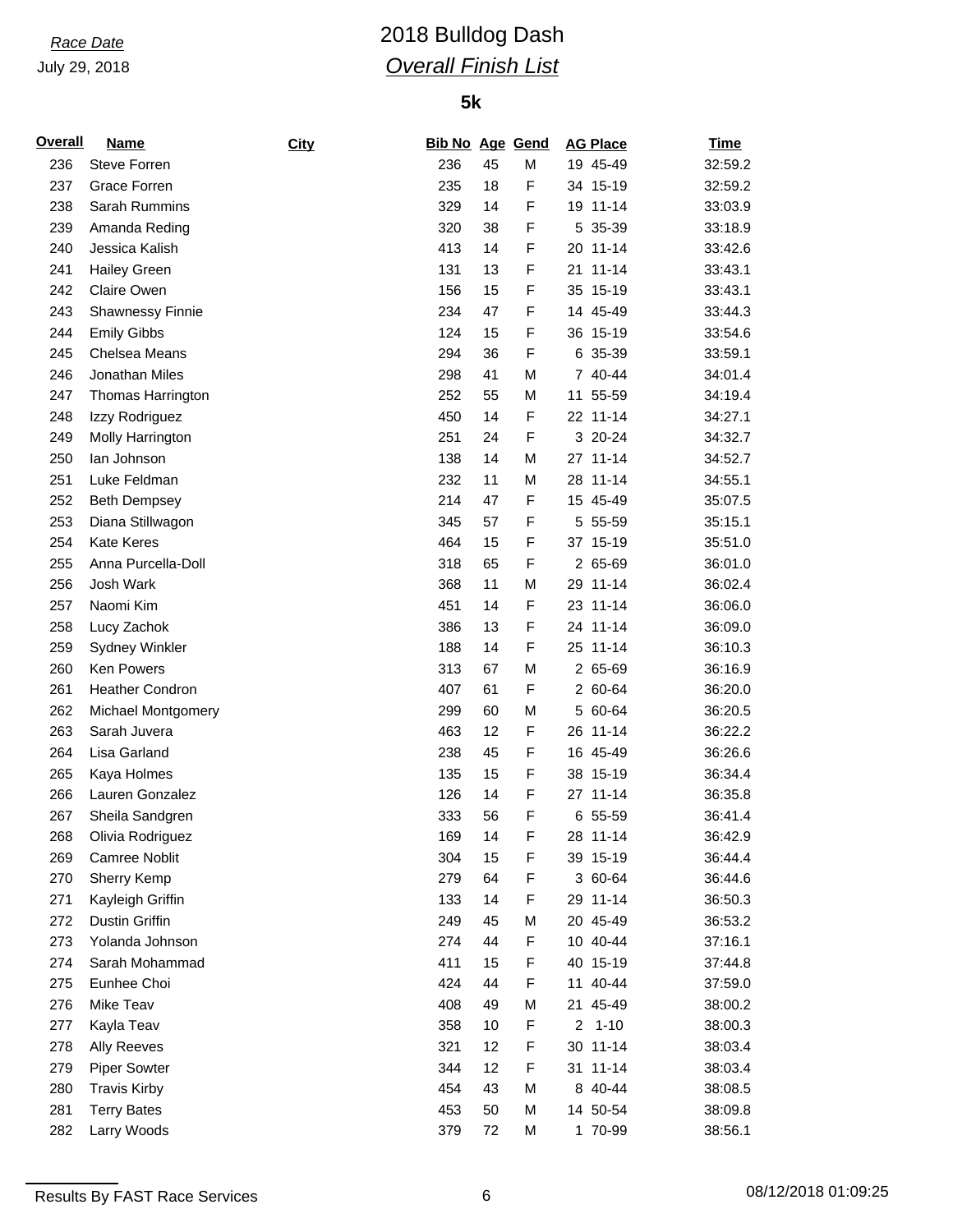*Race Date*

July 29, 2018

# 2018 Bulldog Dash

## *Overall Finish List*

### 5k

| Overall | Name | City | Bib No | Age | Gend | AG Place | Time |
|---|---|---|---|---|---|---|---|
| 236 | Steve Forren | | 236 | 45 | M | 19 45-49 | 32:59.2 |
| 237 | Grace Forren | | 235 | 18 | F | 34 15-19 | 32:59.2 |
| 238 | Sarah Rummins | | 329 | 14 | F | 19 11-14 | 33:03.9 |
| 239 | Amanda Reding | | 320 | 38 | F | 5 35-39 | 33:18.9 |
| 240 | Jessica Kalish | | 413 | 14 | F | 20 11-14 | 33:42.6 |
| 241 | Hailey Green | | 131 | 13 | F | 21 11-14 | 33:43.1 |
| 242 | Claire Owen | | 156 | 15 | F | 35 15-19 | 33:43.1 |
| 243 | Shawnessy Finnie | | 234 | 47 | F | 14 45-49 | 33:44.3 |
| 244 | Emily Gibbs | | 124 | 15 | F | 36 15-19 | 33:54.6 |
| 245 | Chelsea Means | | 294 | 36 | F | 6 35-39 | 33:59.1 |
| 246 | Jonathan Miles | | 298 | 41 | M | 7 40-44 | 34:01.4 |
| 247 | Thomas Harrington | | 252 | 55 | M | 11 55-59 | 34:19.4 |
| 248 | Izzy Rodriguez | | 450 | 14 | F | 22 11-14 | 34:27.1 |
| 249 | Molly Harrington | | 251 | 24 | F | 3 20-24 | 34:32.7 |
| 250 | Ian Johnson | | 138 | 14 | M | 27 11-14 | 34:52.7 |
| 251 | Luke Feldman | | 232 | 11 | M | 28 11-14 | 34:55.1 |
| 252 | Beth Dempsey | | 214 | 47 | F | 15 45-49 | 35:07.5 |
| 253 | Diana Stillwagon | | 345 | 57 | F | 5 55-59 | 35:15.1 |
| 254 | Kate Keres | | 464 | 15 | F | 37 15-19 | 35:51.0 |
| 255 | Anna Purcella-Doll | | 318 | 65 | F | 2 65-69 | 36:01.0 |
| 256 | Josh Wark | | 368 | 11 | M | 29 11-14 | 36:02.4 |
| 257 | Naomi Kim | | 451 | 14 | F | 23 11-14 | 36:06.0 |
| 258 | Lucy Zachok | | 386 | 13 | F | 24 11-14 | 36:09.0 |
| 259 | Sydney Winkler | | 188 | 14 | F | 25 11-14 | 36:10.3 |
| 260 | Ken Powers | | 313 | 67 | M | 2 65-69 | 36:16.9 |
| 261 | Heather Condron | | 407 | 61 | F | 2 60-64 | 36:20.0 |
| 262 | Michael Montgomery | | 299 | 60 | M | 5 60-64 | 36:20.5 |
| 263 | Sarah Juvera | | 463 | 12 | F | 26 11-14 | 36:22.2 |
| 264 | Lisa Garland | | 238 | 45 | F | 16 45-49 | 36:26.6 |
| 265 | Kaya Holmes | | 135 | 15 | F | 38 15-19 | 36:34.4 |
| 266 | Lauren Gonzalez | | 126 | 14 | F | 27 11-14 | 36:35.8 |
| 267 | Sheila Sandgren | | 333 | 56 | F | 6 55-59 | 36:41.4 |
| 268 | Olivia Rodriguez | | 169 | 14 | F | 28 11-14 | 36:42.9 |
| 269 | Camree Noblit | | 304 | 15 | F | 39 15-19 | 36:44.4 |
| 270 | Sherry Kemp | | 279 | 64 | F | 3 60-64 | 36:44.6 |
| 271 | Kayleigh Griffin | | 133 | 14 | F | 29 11-14 | 36:50.3 |
| 272 | Dustin Griffin | | 249 | 45 | M | 20 45-49 | 36:53.2 |
| 273 | Yolanda Johnson | | 274 | 44 | F | 10 40-44 | 37:16.1 |
| 274 | Sarah Mohammad | | 411 | 15 | F | 40 15-19 | 37:44.8 |
| 275 | Eunhee Choi | | 424 | 44 | F | 11 40-44 | 37:59.0 |
| 276 | Mike Teav | | 408 | 49 | M | 21 45-49 | 38:00.2 |
| 277 | Kayla Teav | | 358 | 10 | F | 2 1-10 | 38:00.3 |
| 278 | Ally Reeves | | 321 | 12 | F | 30 11-14 | 38:03.4 |
| 279 | Piper Sowter | | 344 | 12 | F | 31 11-14 | 38:03.4 |
| 280 | Travis Kirby | | 454 | 43 | M | 8 40-44 | 38:08.5 |
| 281 | Terry Bates | | 453 | 50 | M | 14 50-54 | 38:09.8 |
| 282 | Larry Woods | | 379 | 72 | M | 1 70-99 | 38:56.1 |

Results By FAST Race Services　　08/12/2018 01:09:25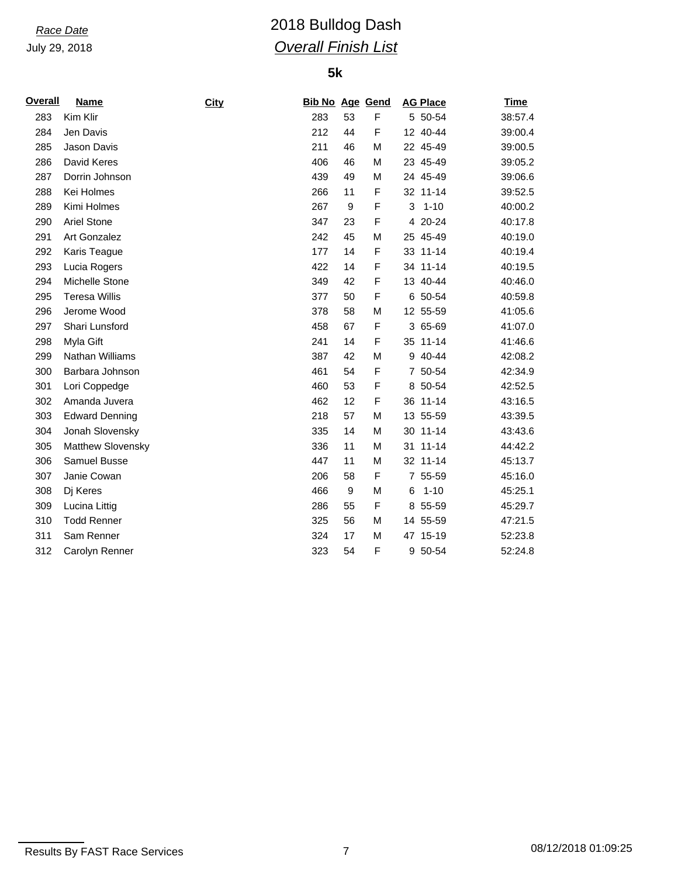*Race Date*

July 29, 2018

# 2018 Bulldog Dash

## *Overall Finish List*

### 5k

| Overall | Name | City | Bib No | Age | Gend | AG Place | | Time |
|---|---|---|---|---|---|---|---|---|
| 283 | Kim Klir | | 283 | 53 | F | 5 | 50-54 | 38:57.4 |
| 284 | Jen Davis | | 212 | 44 | F | 12 | 40-44 | 39:00.4 |
| 285 | Jason Davis | | 211 | 46 | M | 22 | 45-49 | 39:00.5 |
| 286 | David Keres | | 406 | 46 | M | 23 | 45-49 | 39:05.2 |
| 287 | Dorrin Johnson | | 439 | 49 | M | 24 | 45-49 | 39:06.6 |
| 288 | Kei Holmes | | 266 | 11 | F | 32 | 11-14 | 39:52.5 |
| 289 | Kimi Holmes | | 267 | 9 | F | 3 | 1-10 | 40:00.2 |
| 290 | Ariel Stone | | 347 | 23 | F | 4 | 20-24 | 40:17.8 |
| 291 | Art Gonzalez | | 242 | 45 | M | 25 | 45-49 | 40:19.0 |
| 292 | Karis Teague | | 177 | 14 | F | 33 | 11-14 | 40:19.4 |
| 293 | Lucia Rogers | | 422 | 14 | F | 34 | 11-14 | 40:19.5 |
| 294 | Michelle Stone | | 349 | 42 | F | 13 | 40-44 | 40:46.0 |
| 295 | Teresa Willis | | 377 | 50 | F | 6 | 50-54 | 40:59.8 |
| 296 | Jerome Wood | | 378 | 58 | M | 12 | 55-59 | 41:05.6 |
| 297 | Shari Lunsford | | 458 | 67 | F | 3 | 65-69 | 41:07.0 |
| 298 | Myla Gift | | 241 | 14 | F | 35 | 11-14 | 41:46.6 |
| 299 | Nathan Williams | | 387 | 42 | M | 9 | 40-44 | 42:08.2 |
| 300 | Barbara Johnson | | 461 | 54 | F | 7 | 50-54 | 42:34.9 |
| 301 | Lori Coppedge | | 460 | 53 | F | 8 | 50-54 | 42:52.5 |
| 302 | Amanda Juvera | | 462 | 12 | F | 36 | 11-14 | 43:16.5 |
| 303 | Edward Denning | | 218 | 57 | M | 13 | 55-59 | 43:39.5 |
| 304 | Jonah Slovensky | | 335 | 14 | M | 30 | 11-14 | 43:43.6 |
| 305 | Matthew Slovensky | | 336 | 11 | M | 31 | 11-14 | 44:42.2 |
| 306 | Samuel Busse | | 447 | 11 | M | 32 | 11-14 | 45:13.7 |
| 307 | Janie Cowan | | 206 | 58 | F | 7 | 55-59 | 45:16.0 |
| 308 | Dj Keres | | 466 | 9 | M | 6 | 1-10 | 45:25.1 |
| 309 | Lucina Littig | | 286 | 55 | F | 8 | 55-59 | 45:29.7 |
| 310 | Todd Renner | | 325 | 56 | M | 14 | 55-59 | 47:21.5 |
| 311 | Sam Renner | | 324 | 17 | M | 47 | 15-19 | 52:23.8 |
| 312 | Carolyn Renner | | 323 | 54 | F | 9 | 50-54 | 52:24.8 |

Results By FAST Race Services

08/12/2018 01:09:25